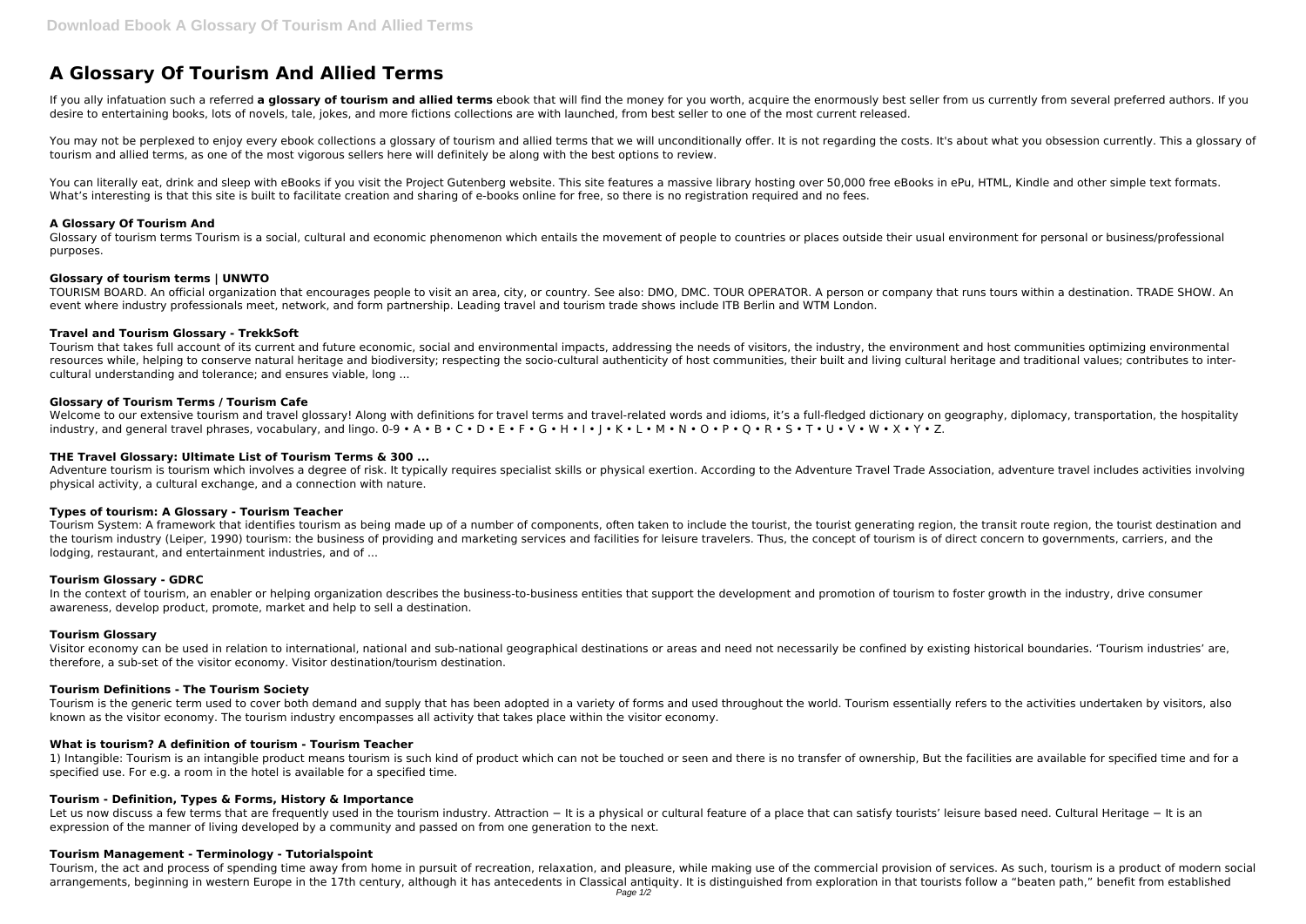# A Glossary Of Tourism And Allied Terms

If you ally infatuation such a referred **a glossary of tourism and allied terms** ebook that will find the money for you worth, acquire the enormously best seller from us currently from several preferred authors. If you desire to entertaining books, lots of novels, tale, jokes, and more fictions collections are with launched, from best seller to one of the most current released.

You may not be perplexed to enjoy every ebook collections a glossary of tourism and allied terms that we will unconditionally offer. It is not regarding the costs. It's about what you obsession currently. This a glossary of tourism and allied terms, as one of the most vigorous sellers here will definitely be along with the best options to review.

You can literally eat, drink and sleep with eBooks if you visit the Project Gutenberg website. This site features a massive library hosting over 50,000 free eBooks in ePu, HTML, Kindle and other simple text formats. What's interesting is that this site is built to facilitate creation and sharing of e-books online for free, so there is no registration required and no fees.

### A Glossary Of Tourism And

Glossary of tourism terms Tourism is a social, cultural and economic phenomenon which entails the movement of people to countries or places outside their usual environment for personal or business/professional purposes.

### Glossary of tourism terms | UNWTO

TOURISM BOARD. An official organization that encourages people to visit an area, city, or country. See also: DMO, DMC. TOUR OPERATOR. A person or company that runs tours within a destination. TRADE SHOW. An event where industry professionals meet, network, and form partnership. Leading travel and tourism trade shows include ITB Berlin and WTM London.

### Travel and Tourism Glossary - TrekkSoft

Tourism that takes full account of its current and future economic, social and environmental impacts, addressing the needs of visitors, the industry, the environment and host communities optimizing environmental resources while, helping to conserve natural heritage and biodiversity; respecting the socio-cultural authenticity of host communities, their built and living cultural heritage and traditional values; contributes to inter-cultural understanding and tolerance; and ensures viable, long ...

### Glossary of Tourism Terms / Tourism Cafe

Welcome to our extensive tourism and travel glossary! Along with definitions for travel terms and travel-related words and idioms, it's a full-fledged dictionary on geography, diplomacy, transportation, the hospitality industry, and general travel phrases, vocabulary, and lingo. 0-9 • A • B • C • D • E • F • G • H • I • J • K • L • M • N • O • P • Q • R • S • T • U • V • W • X • Y • Z.

### THE Travel Glossary: Ultimate List of Tourism Terms & 300 ...

Adventure tourism is tourism which involves a degree of risk. It typically requires specialist skills or physical exertion. According to the Adventure Travel Trade Association, adventure travel includes activities involving physical activity, a cultural exchange, and a connection with nature.

### Types of tourism: A Glossary - Tourism Teacher

Tourism System: A framework that identifies tourism as being made up of a number of components, often taken to include the tourist, the tourist generating region, the transit route region, the tourist destination and the tourism industry (Leiper, 1990) tourism: the business of providing and marketing services and facilities for leisure travelers. Thus, the concept of tourism is of direct concern to governments, carriers, and the lodging, restaurant, and entertainment industries, and of ...

### Tourism Glossary - GDRC

In the context of tourism, an enabler or helping organization describes the business-to-business entities that support the development and promotion of tourism to foster growth in the industry, drive consumer awareness, develop product, promote, market and help to sell a destination.

### Tourism Glossary

Visitor economy can be used in relation to international, national and sub-national geographical destinations or areas and need not necessarily be confined by existing historical boundaries. 'Tourism industries' are, therefore, a sub-set of the visitor economy. Visitor destination/tourism destination.

### Tourism Definitions - The Tourism Society

Tourism is the generic term used to cover both demand and supply that has been adopted in a variety of forms and used throughout the world. Tourism essentially refers to the activities undertaken by visitors, also known as the visitor economy. The tourism industry encompasses all activity that takes place within the visitor economy.

### What is tourism? A definition of tourism - Tourism Teacher

1) Intangible: Tourism is an intangible product means tourism is such kind of product which can not be touched or seen and there is no transfer of ownership, But the facilities are available for specified time and for a specified use. For e.g. a room in the hotel is available for a specified time.

### Tourism - Definition, Types & Forms, History & Importance

Let us now discuss a few terms that are frequently used in the tourism industry. Attraction − It is a physical or cultural feature of a place that can satisfy tourists' leisure based need. Cultural Heritage − It is an expression of the manner of living developed by a community and passed on from one generation to the next.

### Tourism Management - Terminology - Tutorialspoint

Tourism, the act and process of spending time away from home in pursuit of recreation, relaxation, and pleasure, while making use of the commercial provision of services. As such, tourism is a product of modern social arrangements, beginning in western Europe in the 17th century, although it has antecedents in Classical antiquity. It is distinguished from exploration in that tourists follow a "beaten path," benefit from established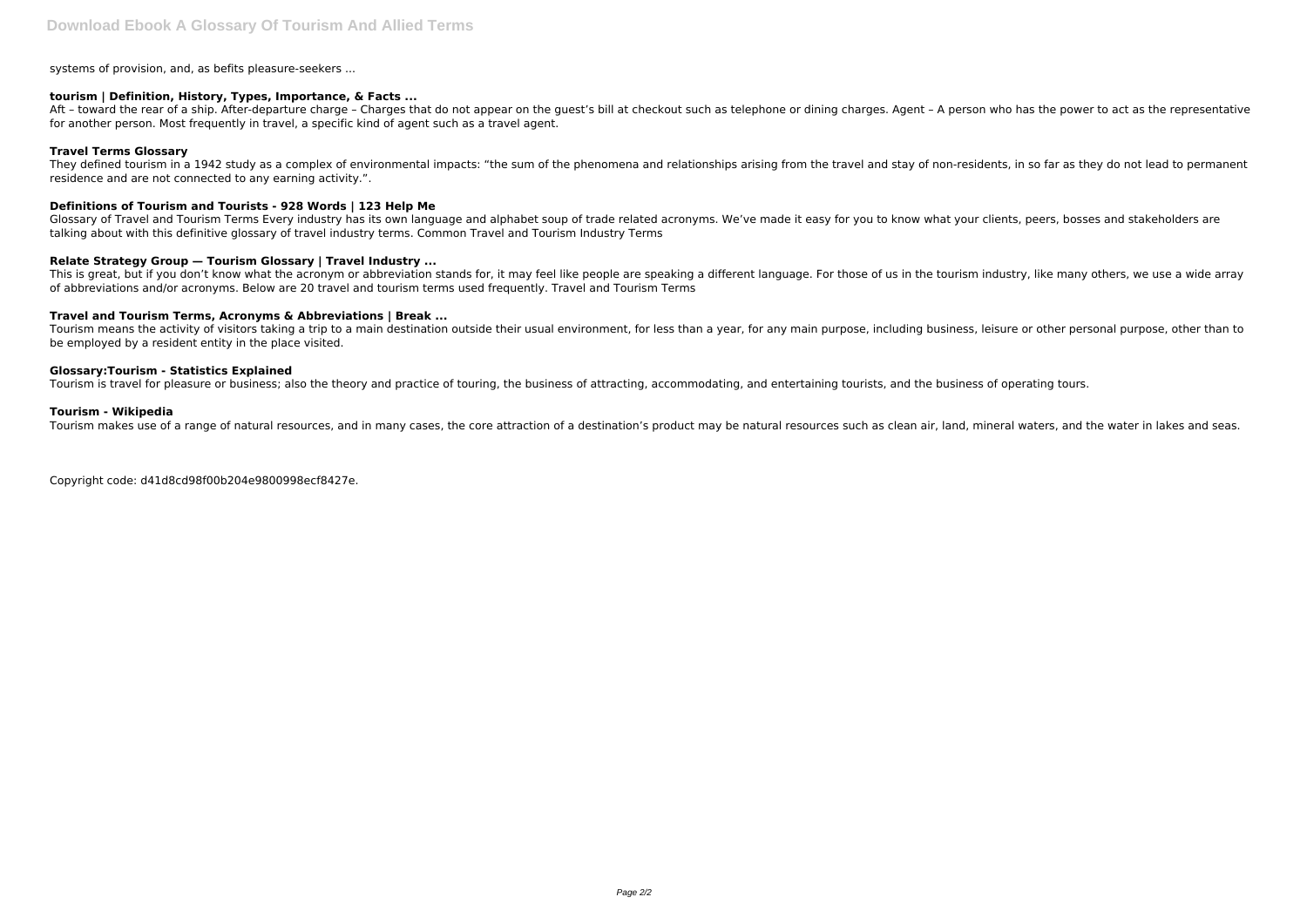systems of provision, and, as befits pleasure-seekers ...

### tourism | Definition, History, Types, Importance, & Facts ...

Aft – toward the rear of a ship. After-departure charge – Charges that do not appear on the guest's bill at checkout such as telephone or dining charges. Agent – A person who has the power to act as the representative for another person. Most frequently in travel, a specific kind of agent such as a travel agent.

### Travel Terms Glossary

They defined tourism in a 1942 study as a complex of environmental impacts: "the sum of the phenomena and relationships arising from the travel and stay of non-residents, in so far as they do not lead to permanent residence and are not connected to any earning activity.".

### Definitions of Tourism and Tourists - 928 Words | 123 Help Me

Glossary of Travel and Tourism Terms Every industry has its own language and alphabet soup of trade related acronyms. We've made it easy for you to know what your clients, peers, bosses and stakeholders are talking about with this definitive glossary of travel industry terms. Common Travel and Tourism Industry Terms

### Relate Strategy Group — Tourism Glossary | Travel Industry ...

This is great, but if you don't know what the acronym or abbreviation stands for, it may feel like people are speaking a different language. For those of us in the tourism industry, like many others, we use a wide array of abbreviations and/or acronyms. Below are 20 travel and tourism terms used frequently. Travel and Tourism Terms

### Travel and Tourism Terms, Acronyms & Abbreviations | Break ...

Tourism means the activity of visitors taking a trip to a main destination outside their usual environment, for less than a year, for any main purpose, including business, leisure or other personal purpose, other than to be employed by a resident entity in the place visited.

### Glossary:Tourism - Statistics Explained

Tourism is travel for pleasure or business; also the theory and practice of touring, the business of attracting, accommodating, and entertaining tourists, and the business of operating tours.

### Tourism - Wikipedia

Tourism makes use of a range of natural resources, and in many cases, the core attraction of a destination's product may be natural resources such as clean air, land, mineral waters, and the water in lakes and seas.

Copyright code: d41d8cd98f00b204e9800998ecf8427e.